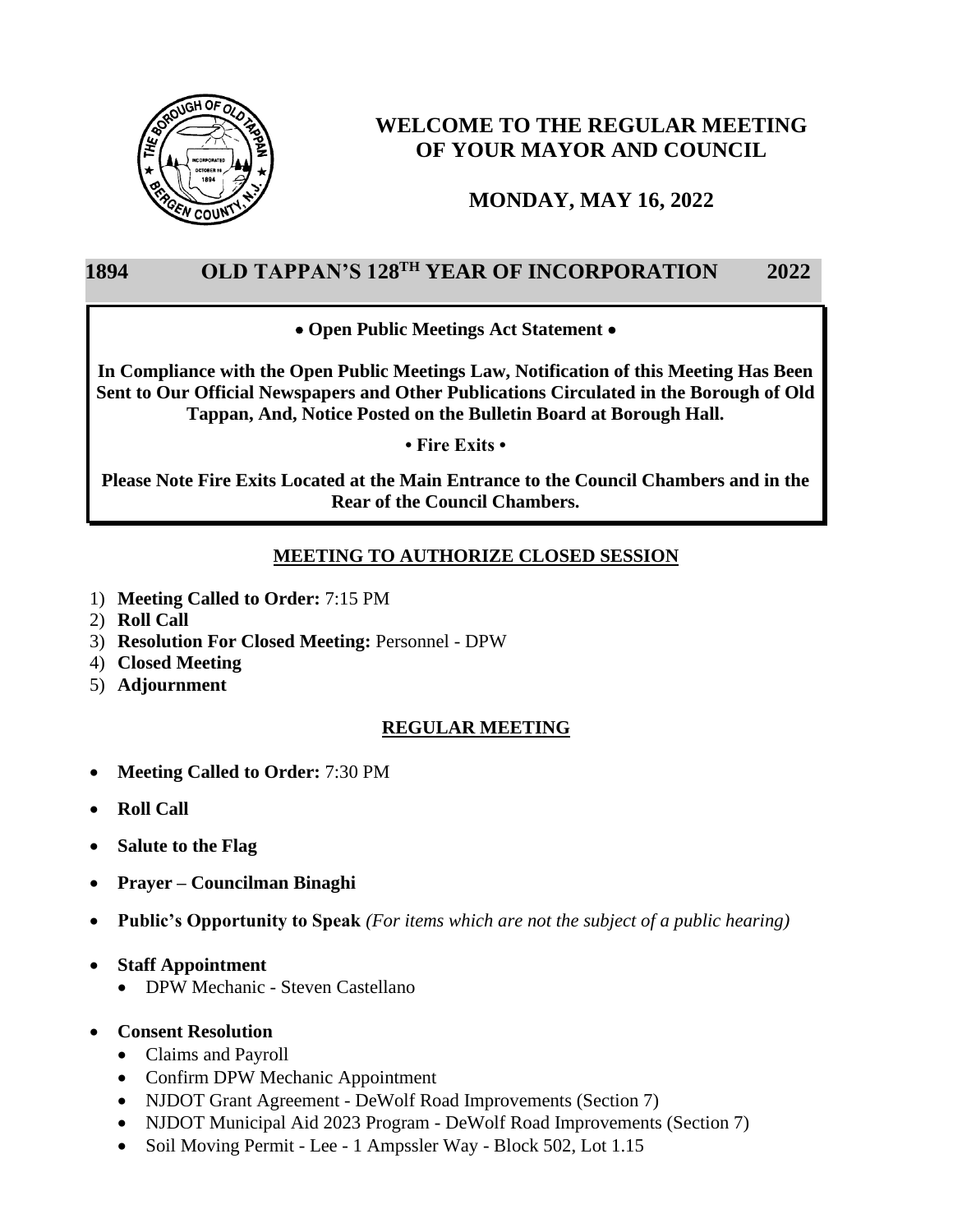# WELCOME TO THE REGULAR MEETING OF YOUR MAYOR AND COUNCIL

## MONDAY, MAY 16, 2022

## 1894 OLD TAPPAN'S 128TH YEAR OF INCORPORATION 2022

**• Open Public Meetings Act Statement •**

**In Compliance with the Open Public Meetings Law, Notification of this Meeting Has Been Sent to Our Official Newspapers and Other Publications Circulated in the Borough of Old Tappan, And, Notice Posted on the Bulletin Board at Borough Hall.**

**• Fire Exits •**

**Please Note Fire Exits Located at the Main Entrance to the Council Chambers and in the Rear of the Council Chambers.**

### MEETING TO AUTHORIZE CLOSED SESSION

1) **Meeting Called to Order:** 7:15 PM
2) **Roll Call**
3) **Resolution For Closed Meeting:** Personnel - DPW
4) **Closed Meeting**
5) **Adjournment**

### REGULAR MEETING

- **Meeting Called to Order:** 7:30 PM
- **Roll Call**
- **Salute to the Flag**
- **Prayer – Councilman Binaghi**
- **Public's Opportunity to Speak** *(For items which are not the subject of a public hearing)*
- **Staff Appointment**
  - DPW Mechanic - Steven Castellano
- **Consent Resolution**
  - Claims and Payroll
  - Confirm DPW Mechanic Appointment
  - NJDOT Grant Agreement - DeWolf Road Improvements (Section 7)
  - NJDOT Municipal Aid 2023 Program - DeWolf Road Improvements (Section 7)
  - Soil Moving Permit - Lee - 1 Ampssler Way - Block 502, Lot 1.15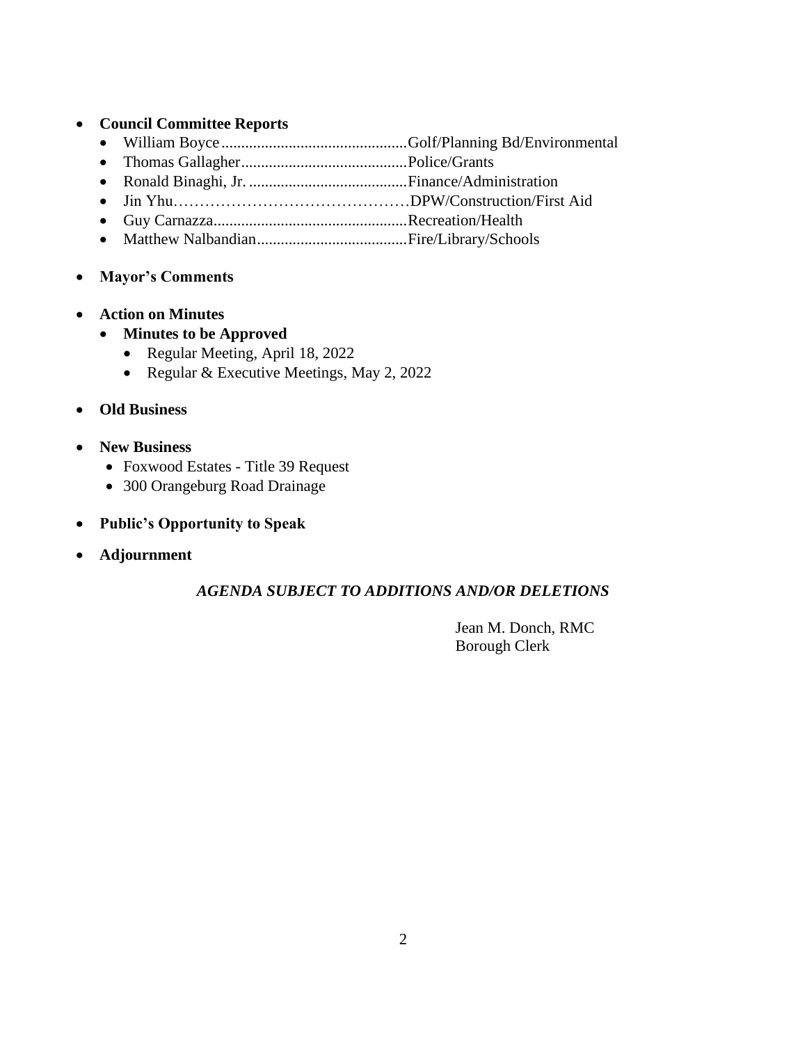- **Council Committee Reports**
  - William Boyce...............................................Golf/Planning Bd/Environmental
  - Thomas Gallagher..........................................Police/Grants
  - Ronald Binaghi, Jr. ........................................Finance/Administration
  - Jin Yhu………………………………………DPW/Construction/First Aid
  - Guy Carnazza.................................................Recreation/Health
  - Matthew Nalbandian......................................Fire/Library/Schools

- **Mayor's Comments**

- **Action on Minutes**
  - **Minutes to be Approved**
    - Regular Meeting, April 18, 2022
    - Regular & Executive Meetings, May 2, 2022

- **Old Business**

- **New Business**
  - Foxwood Estates - Title 39 Request
  - 300 Orangeburg Road Drainage

- **Public's Opportunity to Speak**

- **Adjournment**

***AGENDA SUBJECT TO ADDITIONS AND/OR DELETIONS***

Jean M. Donch, RMC
Borough Clerk